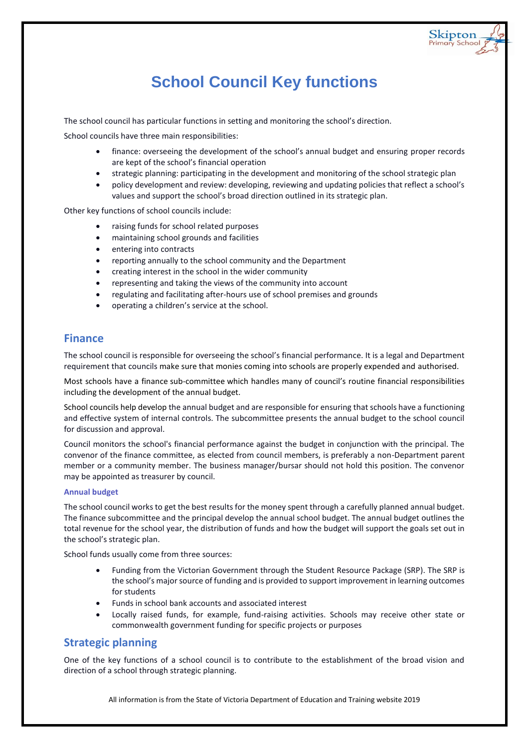# School Council Key functions

The school council has particular functions in setting and monitoring the school's direction.

School councils have three main responsibilities:

- finance: overseeing the development of the school's annual budget and ensuring proper records are kept of the school's financial operation
- strategic planning: participating in the development and monitoring of the school strategic plan
- policy development and review: developing, reviewing and updating policies that reflect a school's values and support the school's broad direction outlined in its strategic plan.

Other key functions of school councils include:

- raising funds for school related purposes
- maintaining school grounds and facilities
- entering into contracts
- reporting annually to the school community and the Department
- creating interest in the school in the wider community
- representing and taking the views of the community into account
- regulating and facilitating after-hours use of school premises and grounds
- operating a children's service at the school.

## Finance

The school council is responsible for overseeing the school's financial performance. It is a legal and Department requirement that councils make sure that monies coming into schools are properly expended and authorised.

Most schools have a finance sub-committee which handles many of council's routine financial responsibilities including the development of the annual budget.

School councils help develop the annual budget and are responsible for ensuring that schools have a functioning and effective system of internal controls. The subcommittee presents the annual budget to the school council for discussion and approval.

Council monitors the school's financial performance against the budget in conjunction with the principal. The convenor of the finance committee, as elected from council members, is preferably a non-Department parent member or a community member. The business manager/bursar should not hold this position. The convenor may be appointed as treasurer by council.

### Annual budget

The school council works to get the best results for the money spent through a carefully planned annual budget. The finance subcommittee and the principal develop the annual school budget. The annual budget outlines the total revenue for the school year, the distribution of funds and how the budget will support the goals set out in the school's strategic plan.

School funds usually come from three sources:

- Funding from the Victorian Government through the Student Resource Package (SRP). The SRP is the school's major source of funding and is provided to support improvement in learning outcomes for students
- Funds in school bank accounts and associated interest
- Locally raised funds, for example, fund-raising activities. Schools may receive other state or commonwealth government funding for specific projects or purposes

## Strategic planning

One of the key functions of a school council is to contribute to the establishment of the broad vision and direction of a school through strategic planning.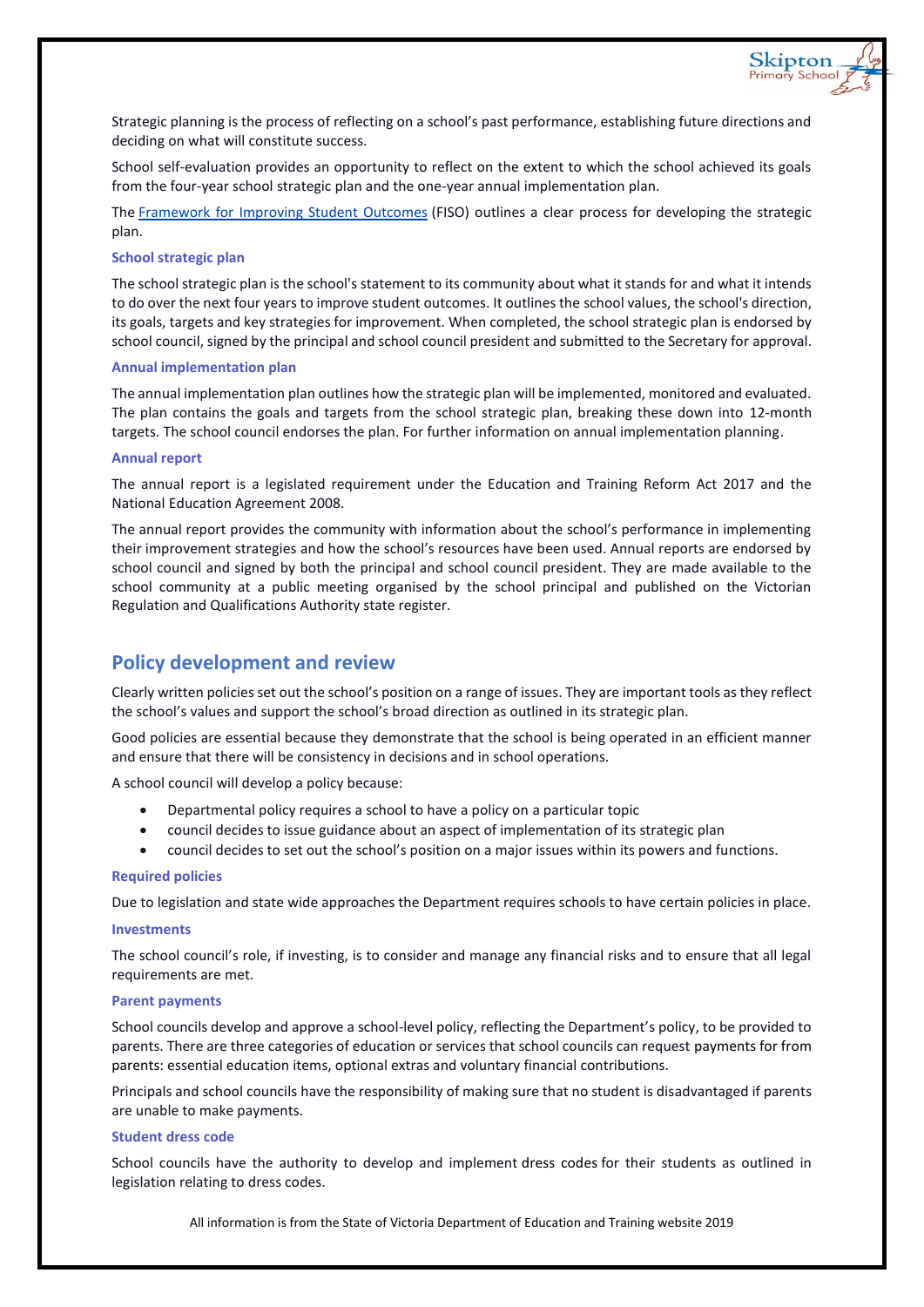Strategic planning is the process of reflecting on a school's past performance, establishing future directions and deciding on what will constitute success.

School self-evaluation provides an opportunity to reflect on the extent to which the school achieved its goals from the four-year school strategic plan and the one-year annual implementation plan.

The [Framework for Improving Student Outcomes](#) (FISO) outlines a clear process for developing the strategic plan.

### School strategic plan

The school strategic plan is the school's statement to its community about what it stands for and what it intends to do over the next four years to improve student outcomes. It outlines the school values, the school's direction, its goals, targets and key strategies for improvement. When completed, the school strategic plan is endorsed by school council, signed by the principal and school council president and submitted to the Secretary for approval.

### Annual implementation plan

The annual implementation plan outlines how the strategic plan will be implemented, monitored and evaluated. The plan contains the goals and targets from the school strategic plan, breaking these down into 12-month targets. The school council endorses the plan. For further information on annual implementation planning.

### Annual report

The annual report is a legislated requirement under the Education and Training Reform Act 2017 and the National Education Agreement 2008.

The annual report provides the community with information about the school's performance in implementing their improvement strategies and how the school's resources have been used. Annual reports are endorsed by school council and signed by both the principal and school council president. They are made available to the school community at a public meeting organised by the school principal and published on the Victorian Regulation and Qualifications Authority state register.

## Policy development and review

Clearly written policies set out the school's position on a range of issues. They are important tools as they reflect the school's values and support the school's broad direction as outlined in its strategic plan.

Good policies are essential because they demonstrate that the school is being operated in an efficient manner and ensure that there will be consistency in decisions and in school operations.

A school council will develop a policy because:

- Departmental policy requires a school to have a policy on a particular topic
- council decides to issue guidance about an aspect of implementation of its strategic plan
- council decides to set out the school's position on a major issues within its powers and functions.

### Required policies

Due to legislation and state wide approaches the Department requires schools to have certain policies in place.

### Investments

The school council's role, if investing, is to consider and manage any financial risks and to ensure that all legal requirements are met.

### Parent payments

School councils develop and approve a school-level policy, reflecting the Department's policy, to be provided to parents. There are three categories of education or services that school councils can request payments for from parents: essential education items, optional extras and voluntary financial contributions.

Principals and school councils have the responsibility of making sure that no student is disadvantaged if parents are unable to make payments.

### Student dress code

School councils have the authority to develop and implement dress codes for their students as outlined in legislation relating to dress codes.

All information is from the State of Victoria Department of Education and Training website 2019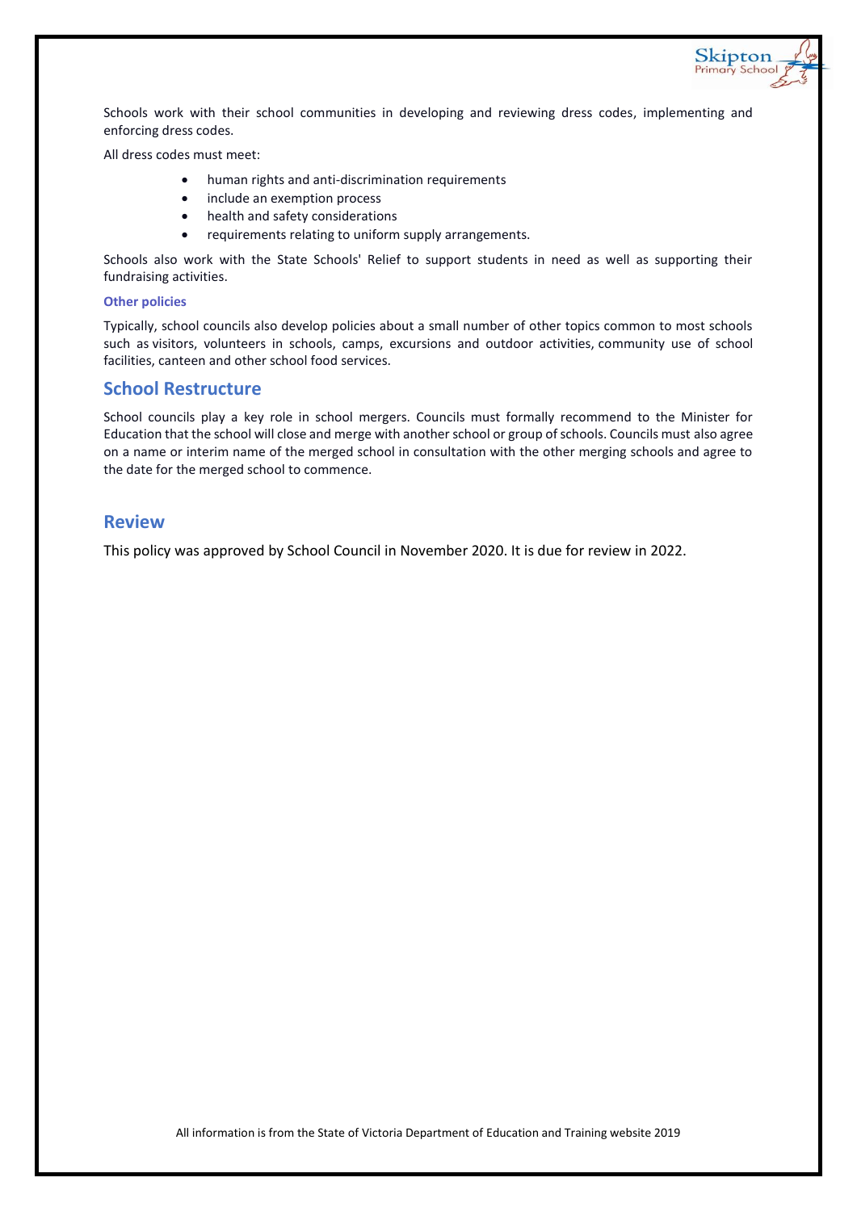Schools work with their school communities in developing and reviewing dress codes, implementing and enforcing dress codes.

All dress codes must meet:

- human rights and anti-discrimination requirements
- include an exemption process
- health and safety considerations
- requirements relating to uniform supply arrangements.

Schools also work with the State Schools' Relief to support students in need as well as supporting their fundraising activities.

### Other policies

Typically, school councils also develop policies about a small number of other topics common to most schools such as visitors, volunteers in schools, camps, excursions and outdoor activities, community use of school facilities, canteen and other school food services.

## School Restructure

School councils play a key role in school mergers. Councils must formally recommend to the Minister for Education that the school will close and merge with another school or group of schools. Councils must also agree on a name or interim name of the merged school in consultation with the other merging schools and agree to the date for the merged school to commence.

## Review

This policy was approved by School Council in November 2020. It is due for review in 2022.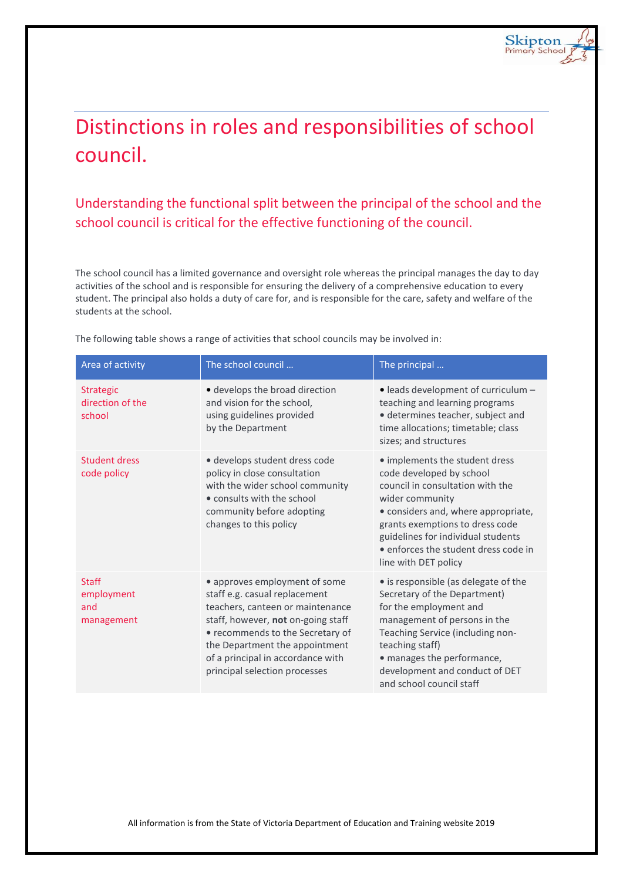# Distinctions in roles and responsibilities of school council.

## Understanding the functional split between the principal of the school and the school council is critical for the effective functioning of the council.

The school council has a limited governance and oversight role whereas the principal manages the day to day activities of the school and is responsible for ensuring the delivery of a comprehensive education to every student. The principal also holds a duty of care for, and is responsible for the care, safety and welfare of the students at the school.

The following table shows a range of activities that school councils may be involved in:

| Area of activity | The school council … | The principal … |
|---|---|---|
| Strategic direction of the school | • develops the broad direction and vision for the school, using guidelines provided by the Department | • leads development of curriculum – teaching and learning programs<br>• determines teacher, subject and time allocations; timetable; class sizes; and structures |
| Student dress code policy | • develops student dress code policy in close consultation with the wider school community<br>• consults with the school community before adopting changes to this policy | • implements the student dress code developed by school council in consultation with the wider community<br>• considers and, where appropriate, grants exemptions to dress code guidelines for individual students<br>• enforces the student dress code in line with DET policy |
| Staff employment and management | • approves employment of some staff e.g. casual replacement teachers, canteen or maintenance staff, however, **not** on-going staff<br>• recommends to the Secretary of the Department the appointment of a principal in accordance with principal selection processes | • is responsible (as delegate of the Secretary of the Department) for the employment and management of persons in the Teaching Service (including non-teaching staff)<br>• manages the performance, development and conduct of DET and school council staff |

All information is from the State of Victoria Department of Education and Training website 2019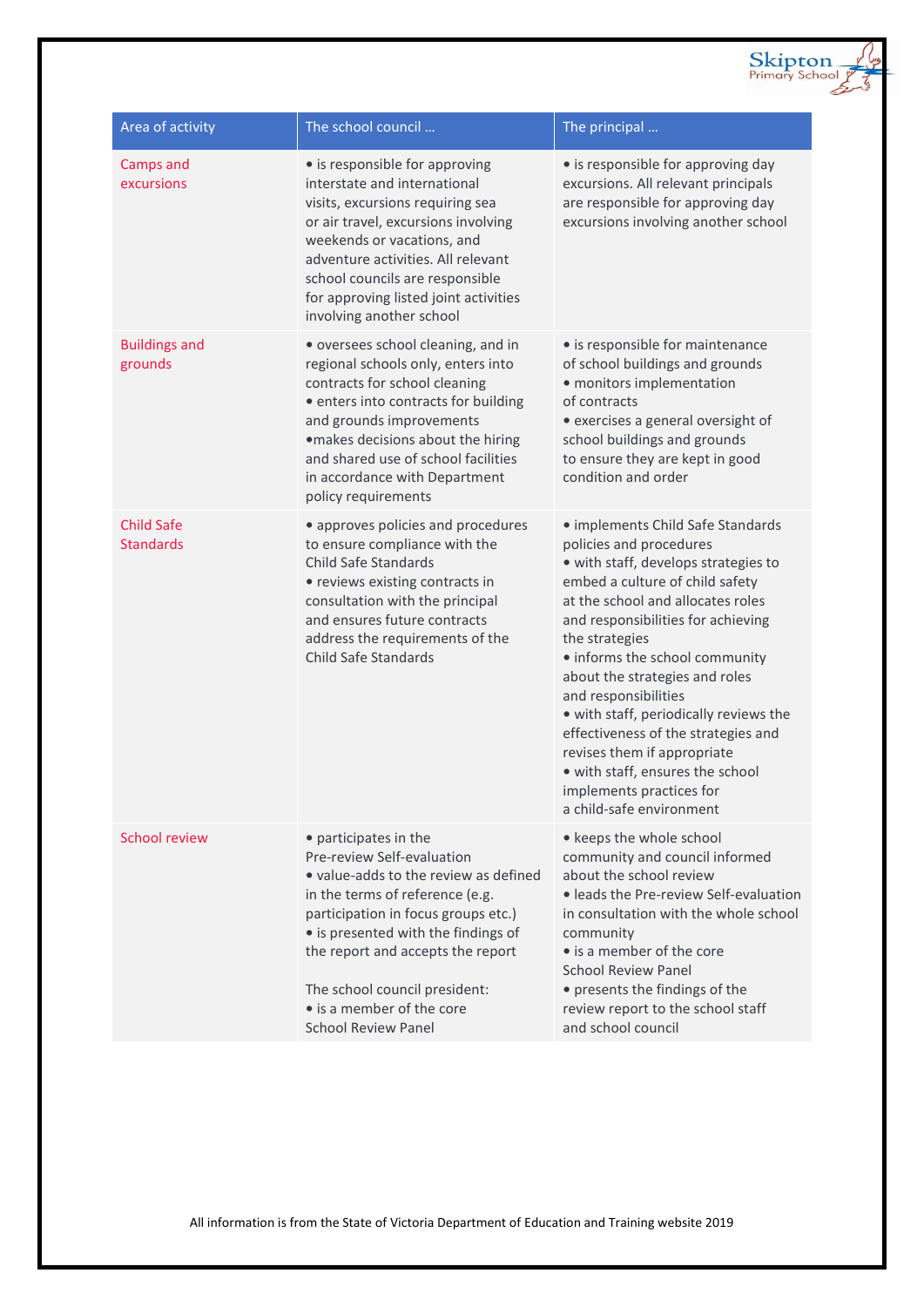| Area of activity | The school council … | The principal … |
| --- | --- | --- |
| Camps and excursions | • is responsible for approving interstate and international visits, excursions requiring sea or air travel, excursions involving weekends or vacations, and adventure activities. All relevant school councils are responsible for approving listed joint activities involving another school | • is responsible for approving day excursions. All relevant principals are responsible for approving day excursions involving another school |
| Buildings and grounds | • oversees school cleaning, and in regional schools only, enters into contracts for school cleaning<br>• enters into contracts for building and grounds improvements<br>•makes decisions about the hiring and shared use of school facilities in accordance with Department policy requirements | • is responsible for maintenance of school buildings and grounds<br>• monitors implementation of contracts<br>• exercises a general oversight of school buildings and grounds to ensure they are kept in good condition and order |
| Child Safe Standards | • approves policies and procedures to ensure compliance with the Child Safe Standards<br>• reviews existing contracts in consultation with the principal and ensures future contracts address the requirements of the Child Safe Standards | • implements Child Safe Standards policies and procedures<br>• with staff, develops strategies to embed a culture of child safety at the school and allocates roles and responsibilities for achieving the strategies<br>• informs the school community about the strategies and roles and responsibilities<br>• with staff, periodically reviews the effectiveness of the strategies and revises them if appropriate<br>• with staff, ensures the school implements practices for a child-safe environment |
| School review | • participates in the Pre-review Self-evaluation<br>• value-adds to the review as defined in the terms of reference (e.g. participation in focus groups etc.)<br>• is presented with the findings of the report and accepts the report<br><br>The school council president:<br>• is a member of the core School Review Panel | • keeps the whole school community and council informed about the school review<br>• leads the Pre-review Self-evaluation in consultation with the whole school community<br>• is a member of the core School Review Panel<br>• presents the findings of the review report to the school staff and school council |

All information is from the State of Victoria Department of Education and Training website 2019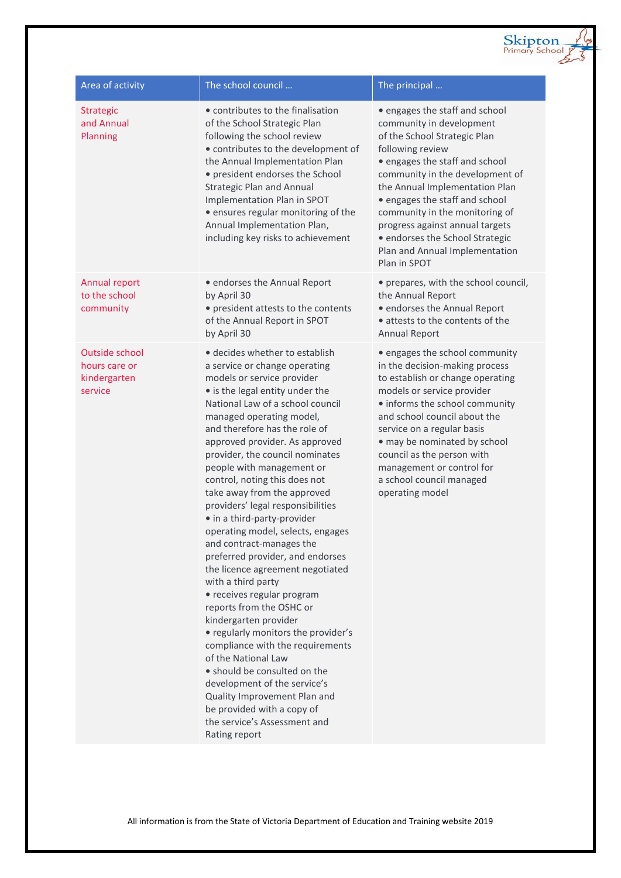| Area of activity | The school council … | The principal … |
|---|---|---|
| Strategic and Annual Planning | • contributes to the finalisation of the School Strategic Plan following the school review<br>• contributes to the development of the Annual Implementation Plan<br>• president endorses the School Strategic Plan and Annual Implementation Plan in SPOT<br>• ensures regular monitoring of the Annual Implementation Plan, including key risks to achievement | • engages the staff and school community in development of the School Strategic Plan following review<br>• engages the staff and school community in the development of the Annual Implementation Plan<br>• engages the staff and school community in the monitoring of progress against annual targets<br>• endorses the School Strategic Plan and Annual Implementation Plan in SPOT |
| Annual report to the school community | • endorses the Annual Report by April 30<br>• president attests to the contents of the Annual Report in SPOT by April 30 | • prepares, with the school council, the Annual Report<br>• endorses the Annual Report<br>• attests to the contents of the Annual Report |
| Outside school hours care or kindergarten service | • decides whether to establish a service or change operating models or service provider<br>• is the legal entity under the National Law of a school council managed operating model, and therefore has the role of approved provider. As approved provider, the council nominates people with management or control, noting this does not take away from the approved providers' legal responsibilities<br>• in a third-party-provider operating model, selects, engages and contract-manages the preferred provider, and endorses the licence agreement negotiated with a third party<br>• receives regular program reports from the OSHC or kindergarten provider<br>• regularly monitors the provider's compliance with the requirements of the National Law<br>• should be consulted on the development of the service's Quality Improvement Plan and be provided with a copy of the service's Assessment and Rating report | • engages the school community in the decision-making process to establish or change operating models or service provider<br>• informs the school community and school council about the service on a regular basis<br>• may be nominated by school council as the person with management or control for a school council managed operating model |

All information is from the State of Victoria Department of Education and Training website 2019